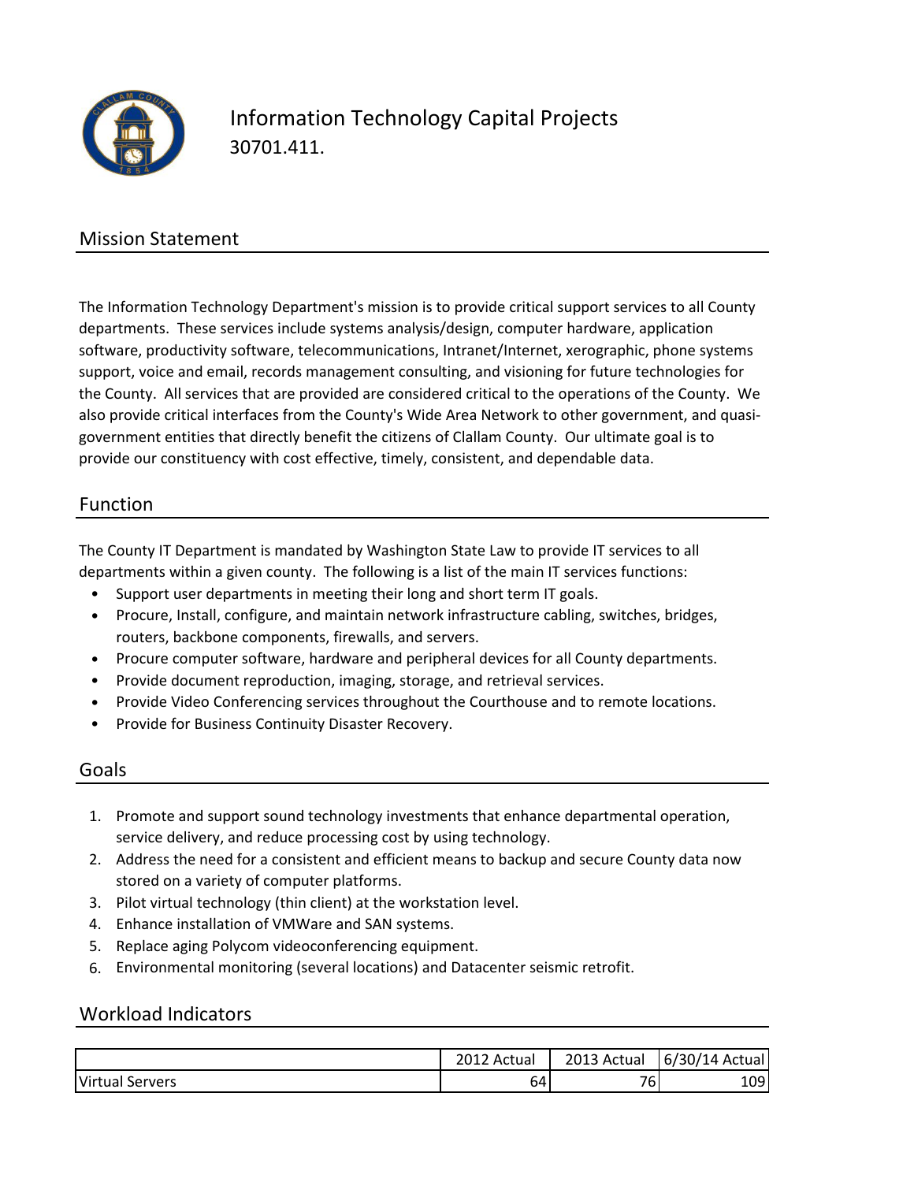# Information Technology Capital Projects

30701.411.

## Mission Statement

The Information Technology Department's mission is to provide critical support services to all County departments. These services include systems analysis/design, computer hardware, application software, productivity software, telecommunications, Intranet/Internet, xerographic, phone systems support, voice and email, records management consulting, and visioning for future technologies for the County. All services that are provided are considered critical to the operations of the County. We also provide critical interfaces from the County's Wide Area Network to other government, and quasi-government entities that directly benefit the citizens of Clallam County. Our ultimate goal is to provide our constituency with cost effective, timely, consistent, and dependable data.

## Function

The County IT Department is mandated by Washington State Law to provide IT services to all departments within a given county. The following is a list of the main IT services functions:

- Support user departments in meeting their long and short term IT goals.
- Procure, Install, configure, and maintain network infrastructure cabling, switches, bridges, routers, backbone components, firewalls, and servers.
- Procure computer software, hardware and peripheral devices for all County departments.
- Provide document reproduction, imaging, storage, and retrieval services.
- Provide Video Conferencing services throughout the Courthouse and to remote locations.
- Provide for Business Continuity Disaster Recovery.

## Goals

1. Promote and support sound technology investments that enhance departmental operation, service delivery, and reduce processing cost by using technology.
2. Address the need for a consistent and efficient means to backup and secure County data now stored on a variety of computer platforms.
3. Pilot virtual technology (thin client) at the workstation level.
4. Enhance installation of VMWare and SAN systems.
5. Replace aging Polycom videoconferencing equipment.
6. Environmental monitoring (several locations) and Datacenter seismic retrofit.

## Workload Indicators

| | 2012 Actual | 2013 Actual | 6/30/14 Actual |
|---|---|---|---|
| Virtual Servers | 64 | 76 | 109 |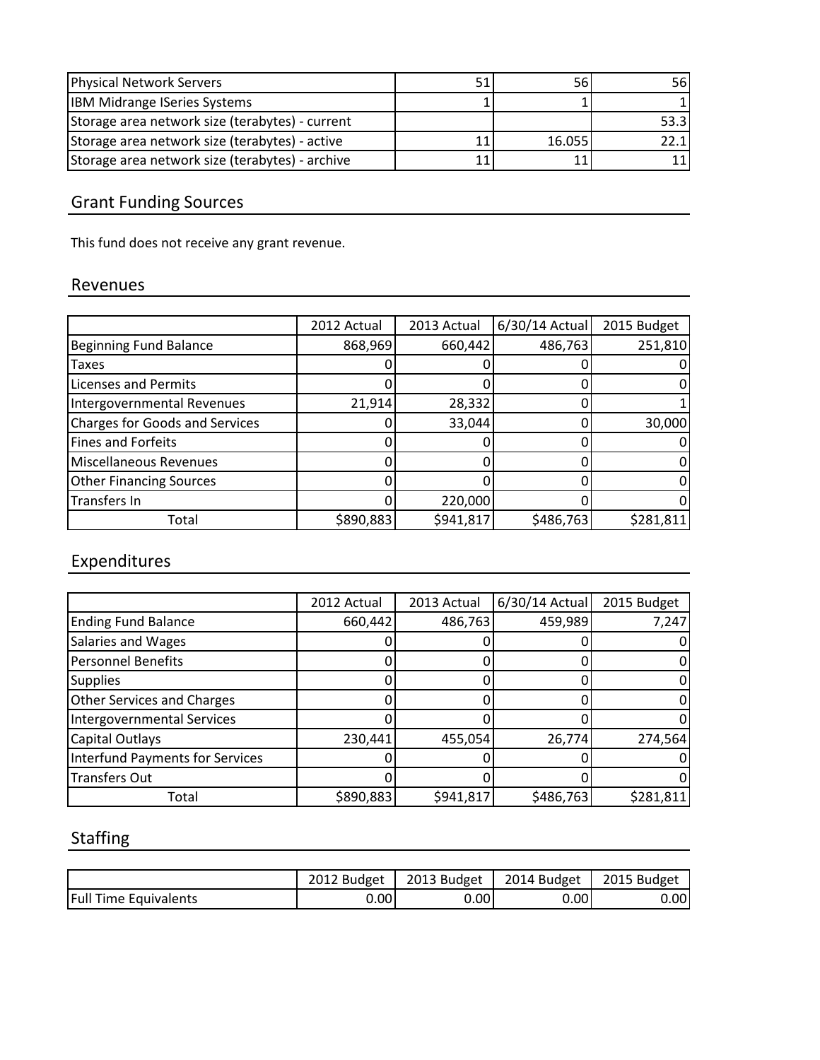| | | | |
|---|---|---|---|
| Physical Network Servers | 51 | 56 | 56 |
| IBM Midrange ISeries Systems | 1 | 1 | 1 |
| Storage area network size (terabytes) - current | | | 53.3 |
| Storage area network size (terabytes) - active | 11 | 16.055 | 22.1 |
| Storage area network size (terabytes) - archive | 11 | 11 | 11 |

## Grant Funding Sources

This fund does not receive any grant revenue.

## Revenues

| | 2012 Actual | 2013 Actual | 6/30/14 Actual | 2015 Budget |
|---|---|---|---|---|
| Beginning Fund Balance | 868,969 | 660,442 | 486,763 | 251,810 |
| Taxes | 0 | 0 | 0 | 0 |
| Licenses and Permits | 0 | 0 | 0 | 0 |
| Intergovernmental Revenues | 21,914 | 28,332 | 0 | 1 |
| Charges for Goods and Services | 0 | 33,044 | 0 | 30,000 |
| Fines and Forfeits | 0 | 0 | 0 | 0 |
| Miscellaneous Revenues | 0 | 0 | 0 | 0 |
| Other Financing Sources | 0 | 0 | 0 | 0 |
| Transfers In | 0 | 220,000 | 0 | 0 |
| Total | $890,883 | $941,817 | $486,763 | $281,811 |

## Expenditures

| | 2012 Actual | 2013 Actual | 6/30/14 Actual | 2015 Budget |
|---|---|---|---|---|
| Ending Fund Balance | 660,442 | 486,763 | 459,989 | 7,247 |
| Salaries and Wages | 0 | 0 | 0 | 0 |
| Personnel Benefits | 0 | 0 | 0 | 0 |
| Supplies | 0 | 0 | 0 | 0 |
| Other Services and Charges | 0 | 0 | 0 | 0 |
| Intergovernmental Services | 0 | 0 | 0 | 0 |
| Capital Outlays | 230,441 | 455,054 | 26,774 | 274,564 |
| Interfund Payments for Services | 0 | 0 | 0 | 0 |
| Transfers Out | 0 | 0 | 0 | 0 |
| Total | $890,883 | $941,817 | $486,763 | $281,811 |

## Staffing

| | 2012 Budget | 2013 Budget | 2014 Budget | 2015 Budget |
|---|---|---|---|---|
| Full Time Equivalents | 0.00 | 0.00 | 0.00 | 0.00 |